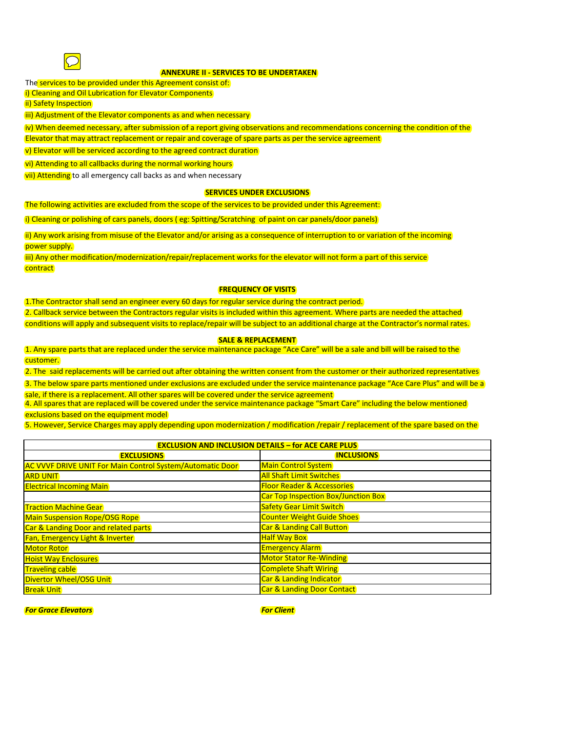## ANNEXURE II - SERVICES TO BE UNDERTAKEN

The services to be provided under this Agreement consist of:

i) Cleaning and Oil Lubrication for Elevator Components

ii) Safety Inspection

iii) Adjustment of the Elevator components as and when necessary

iv) When deemed necessary, after submission of a report giving observations and recommendations concerning the condition of the Elevator that may attract replacement or repair and coverage of spare parts as per the service agreement

v) Elevator will be serviced according to the agreed contract duration

vi) Attending to all callbacks during the normal working hours

vii) Attending to all emergency call backs as and when necessary

### SERVICES UNDER EXCLUSIONS

The following activities are excluded from the scope of the services to be provided under this Agreement:

i) Cleaning or polishing of cars panels, doors ( eg: Spitting/Scratching of paint on car panels/door panels)

ii) Any work arising from misuse of the Elevator and/or arising as a consequence of interruption to or variation of the incoming power supply.

iii) Any other modification/modernization/repair/replacement works for the elevator will not form a part of this service contract

### FREQUENCY OF VISITS

1.The Contractor shall send an engineer every 60 days for regular service during the contract period.

2. Callback service between the Contractors regular visits is included within this agreement. Where parts are needed the attached conditions will apply and subsequent visits to replace/repair will be subject to an additional charge at the Contractor's normal rates.

### SALE & REPLACEMENT

1. Any spare parts that are replaced under the service maintenance package "Ace Care" will be a sale and bill will be raised to the customer.

2. The said replacements will be carried out after obtaining the written consent from the customer or their authorized representatives

3. The below spare parts mentioned under exclusions are excluded under the service maintenance package "Ace Care Plus" and will be a sale, if there is a replacement. All other spares will be covered under the service agreement

4. All spares that are replaced will be covered under the service maintenance package "Smart Care" including the below mentioned exclusions based on the equipment model

5. However, Service Charges may apply depending upon modernization / modification /repair / replacement of the spare based on the

| EXCLUSION AND INCLUSION DETAILS – for ACE CARE PLUS | |
|---|---|
| **EXCLUSIONS** | **INCLUSIONS** |
| AC VVVF DRIVE UNIT For Main Control System/Automatic Door | Main Control System |
| ARD UNIT | All Shaft Limit Switches |
| Electrical Incoming Main | Floor Reader & Accessories |
| | Car Top Inspection Box/Junction Box |
| Traction Machine Gear | Safety Gear Limit Switch |
| Main Suspension Rope/OSG Rope | Counter Weight Guide Shoes |
| Car & Landing Door and related parts | Car & Landing Call Button |
| Fan, Emergency Light & Inverter | Half Way Box |
| Motor Rotor | Emergency Alarm |
| Hoist Way Enclosures | Motor Stator Re-Winding |
| Traveling cable | Complete Shaft Wiring |
| Divertor Wheel/OSG Unit | Car & Landing Indicator |
| Break Unit | Car & Landing Door Contact |

***For Grace Elevators*** ***For Client***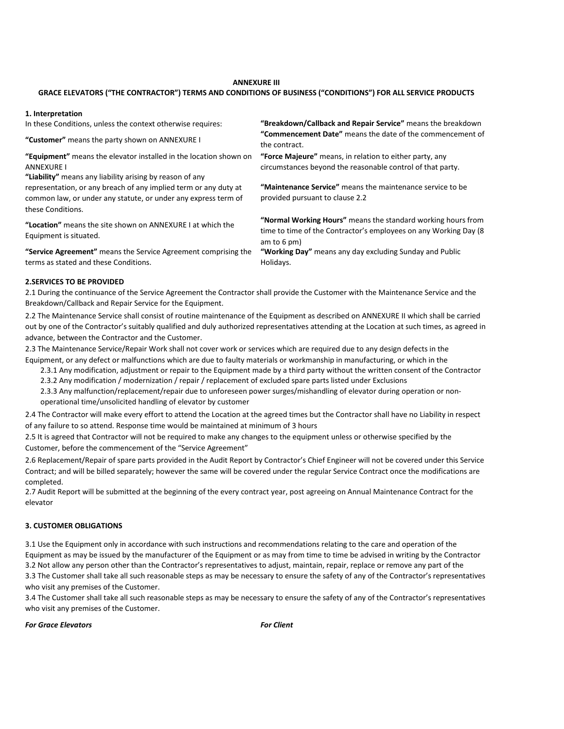**ANNEXURE III**

**GRACE ELEVATORS ("THE CONTRACTOR") TERMS AND CONDITIONS OF BUSINESS ("CONDITIONS") FOR ALL SERVICE PRODUCTS**

**1. Interpretation**

In these Conditions, unless the context otherwise requires:

**"Customer"** means the party shown on ANNEXURE I

**"Equipment"** means the elevator installed in the location shown on ANNEXURE I

**"Liability"** means any liability arising by reason of any representation, or any breach of any implied term or any duty at common law, or under any statute, or under any express term of these Conditions.

**"Location"** means the site shown on ANNEXURE I at which the Equipment is situated.

**"Service Agreement"** means the Service Agreement comprising the terms as stated and these Conditions.

**"Breakdown/Callback and Repair Service"** means the breakdown

**"Commencement Date"** means the date of the commencement of the contract.

**"Force Majeure"** means, in relation to either party, any circumstances beyond the reasonable control of that party.

**"Maintenance Service"** means the maintenance service to be provided pursuant to clause 2.2

**"Normal Working Hours"** means the standard working hours from time to time of the Contractor's employees on any Working Day (8 am to 6 pm)

**"Working Day"** means any day excluding Sunday and Public Holidays.

**2.SERVICES TO BE PROVIDED**

2.1 During the continuance of the Service Agreement the Contractor shall provide the Customer with the Maintenance Service and the Breakdown/Callback and Repair Service for the Equipment.

2.2 The Maintenance Service shall consist of routine maintenance of the Equipment as described on ANNEXURE II which shall be carried out by one of the Contractor's suitably qualified and duly authorized representatives attending at the Location at such times, as agreed in advance, between the Contractor and the Customer.

2.3 The Maintenance Service/Repair Work shall not cover work or services which are required due to any design defects in the Equipment, or any defect or malfunctions which are due to faulty materials or workmanship in manufacturing, or which in the

2.3.1 Any modification, adjustment or repair to the Equipment made by a third party without the written consent of the Contractor

2.3.2 Any modification / modernization / repair / replacement of excluded spare parts listed under Exclusions

2.3.3 Any malfunction/replacement/repair due to unforeseen power surges/mishandling of elevator during operation or non-operational time/unsolicited handling of elevator by customer

2.4 The Contractor will make every effort to attend the Location at the agreed times but the Contractor shall have no Liability in respect of any failure to so attend. Response time would be maintained at minimum of 3 hours

2.5 It is agreed that Contractor will not be required to make any changes to the equipment unless or otherwise specified by the Customer, before the commencement of the "Service Agreement"

2.6 Replacement/Repair of spare parts provided in the Audit Report by Contractor's Chief Engineer will not be covered under this Service Contract; and will be billed separately; however the same will be covered under the regular Service Contract once the modifications are completed.

2.7 Audit Report will be submitted at the beginning of the every contract year, post agreeing on Annual Maintenance Contract for the elevator

**3. CUSTOMER OBLIGATIONS**

3.1 Use the Equipment only in accordance with such instructions and recommendations relating to the care and operation of the Equipment as may be issued by the manufacturer of the Equipment or as may from time to time be advised in writing by the Contractor

3.2 Not allow any person other than the Contractor's representatives to adjust, maintain, repair, replace or remove any part of the

3.3 The Customer shall take all such reasonable steps as may be necessary to ensure the safety of any of the Contractor's representatives who visit any premises of the Customer.

3.4 The Customer shall take all such reasonable steps as may be necessary to ensure the safety of any of the Contractor's representatives who visit any premises of the Customer.

***For Grace Elevators*** ***For Client***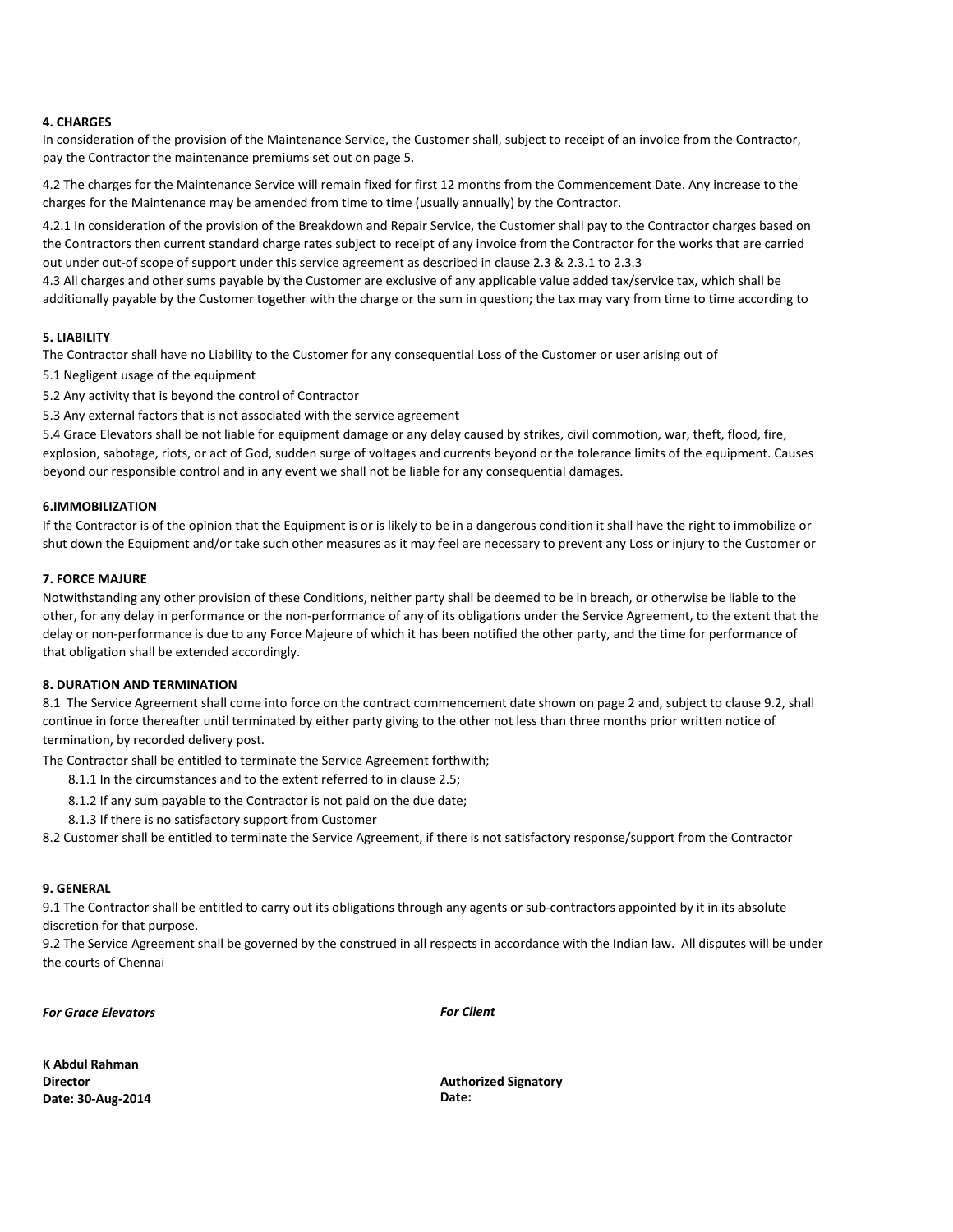**4. CHARGES**

In consideration of the provision of the Maintenance Service, the Customer shall, subject to receipt of an invoice from the Contractor, pay the Contractor the maintenance premiums set out on page 5.

4.2 The charges for the Maintenance Service will remain fixed for first 12 months from the Commencement Date. Any increase to the charges for the Maintenance may be amended from time to time (usually annually) by the Contractor.

4.2.1 In consideration of the provision of the Breakdown and Repair Service, the Customer shall pay to the Contractor charges based on the Contractors then current standard charge rates subject to receipt of any invoice from the Contractor for the works that are carried out under out-of scope of support under this service agreement as described in clause 2.3 & 2.3.1 to 2.3.3

4.3 All charges and other sums payable by the Customer are exclusive of any applicable value added tax/service tax, which shall be additionally payable by the Customer together with the charge or the sum in question; the tax may vary from time to time according to

**5. LIABILITY**

The Contractor shall have no Liability to the Customer for any consequential Loss of the Customer or user arising out of

5.1 Negligent usage of the equipment

5.2 Any activity that is beyond the control of Contractor

5.3 Any external factors that is not associated with the service agreement

5.4 Grace Elevators shall be not liable for equipment damage or any delay caused by strikes, civil commotion, war, theft, flood, fire, explosion, sabotage, riots, or act of God, sudden surge of voltages and currents beyond or the tolerance limits of the equipment. Causes beyond our responsible control and in any event we shall not be liable for any consequential damages.

**6.IMMOBILIZATION**

If the Contractor is of the opinion that the Equipment is or is likely to be in a dangerous condition it shall have the right to immobilize or shut down the Equipment and/or take such other measures as it may feel are necessary to prevent any Loss or injury to the Customer or

**7. FORCE MAJURE**

Notwithstanding any other provision of these Conditions, neither party shall be deemed to be in breach, or otherwise be liable to the other, for any delay in performance or the non-performance of any of its obligations under the Service Agreement, to the extent that the delay or non-performance is due to any Force Majeure of which it has been notified the other party, and the time for performance of that obligation shall be extended accordingly.

**8. DURATION AND TERMINATION**

8.1 The Service Agreement shall come into force on the contract commencement date shown on page 2 and, subject to clause 9.2, shall continue in force thereafter until terminated by either party giving to the other not less than three months prior written notice of termination, by recorded delivery post.

The Contractor shall be entitled to terminate the Service Agreement forthwith;

- 8.1.1 In the circumstances and to the extent referred to in clause 2.5;
- 8.1.2 If any sum payable to the Contractor is not paid on the due date;
- 8.1.3 If there is no satisfactory support from Customer

8.2 Customer shall be entitled to terminate the Service Agreement, if there is not satisfactory response/support from the Contractor

**9. GENERAL**

9.1 The Contractor shall be entitled to carry out its obligations through any agents or sub-contractors appointed by it in its absolute discretion for that purpose.

9.2 The Service Agreement shall be governed by the construed in all respects in accordance with the Indian law. All disputes will be under the courts of Chennai

***For Grace Elevators***

**K Abdul Rahman**
**Director**
**Date: 30-Aug-2014**

***For Client***

**Authorized Signatory**
**Date:**